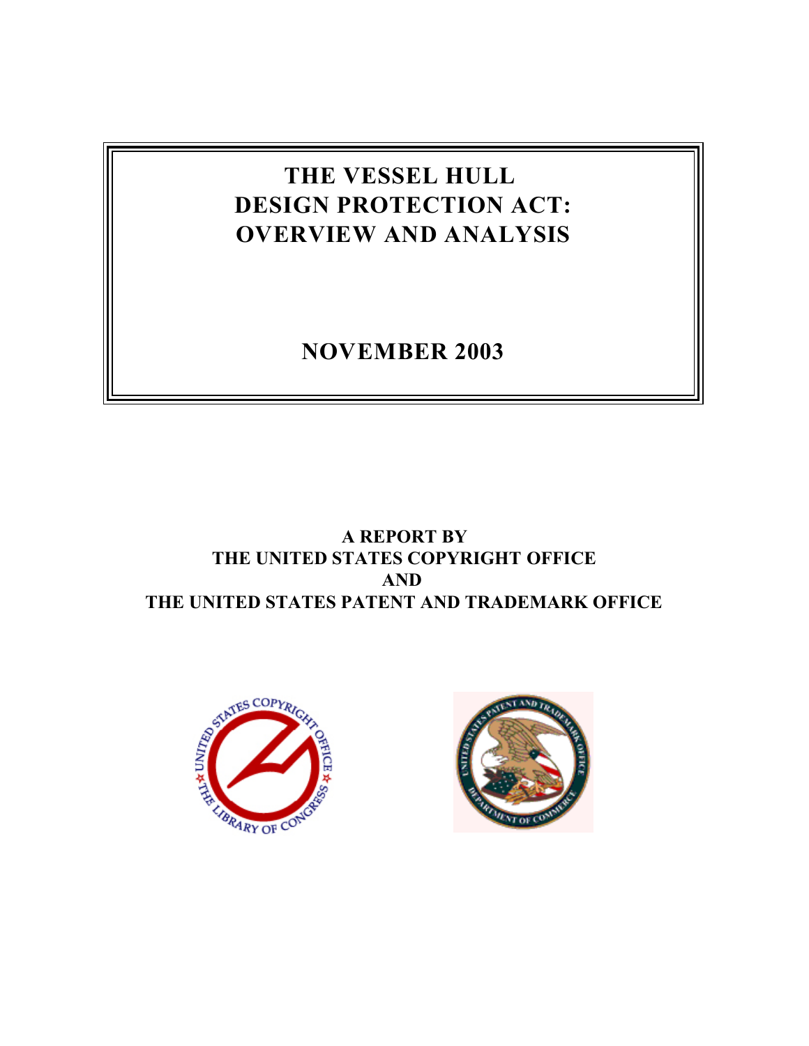# THE VESSEL HULL DESIGN PROTECTION ACT: OVERVIEW AND ANALYSIS

## NOVEMBER 2003

**A REPORT BY**
**THE UNITED STATES COPYRIGHT OFFICE**
**AND**
**THE UNITED STATES PATENT AND TRADEMARK OFFICE**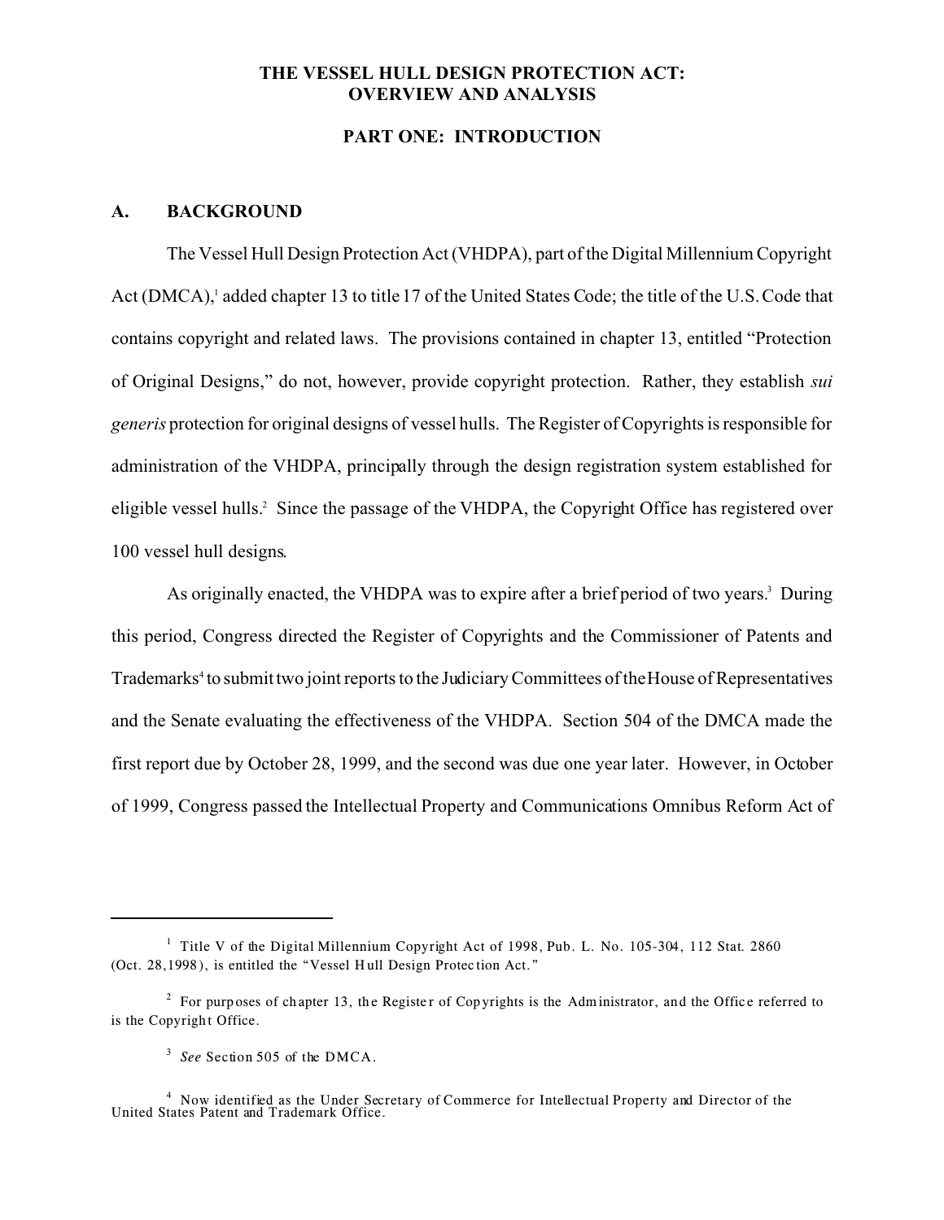# THE VESSEL HULL DESIGN PROTECTION ACT: OVERVIEW AND ANALYSIS

## PART ONE: INTRODUCTION

### A. BACKGROUND

The Vessel Hull Design Protection Act (VHDPA), part of the Digital Millennium Copyright Act (DMCA),[1] added chapter 13 to title 17 of the United States Code; the title of the U.S. Code that contains copyright and related laws. The provisions contained in chapter 13, entitled "Protection of Original Designs," do not, however, provide copyright protection. Rather, they establish *sui generis* protection for original designs of vessel hulls. The Register of Copyrights is responsible for administration of the VHDPA, principally through the design registration system established for eligible vessel hulls.[2] Since the passage of the VHDPA, the Copyright Office has registered over 100 vessel hull designs.

As originally enacted, the VHDPA was to expire after a brief period of two years.[3] During this period, Congress directed the Register of Copyrights and the Commissioner of Patents and Trademarks[4] to submit two joint reports to the Judiciary Committees of the House of Representatives and the Senate evaluating the effectiveness of the VHDPA. Section 504 of the DMCA made the first report due by October 28, 1999, and the second was due one year later. However, in October of 1999, Congress passed the Intellectual Property and Communications Omnibus Reform Act of

---

[1] Title V of the Digital Millennium Copyright Act of 1998, Pub. L. No. 105-304, 112 Stat. 2860 (Oct. 28,1998), is entitled the "Vessel Hull Design Protection Act."

[2] For purposes of chapter 13, the Register of Copyrights is the Administrator, and the Office referred to is the Copyright Office.

[3] *See* Section 505 of the DMCA.

[4] Now identified as the Under Secretary of Commerce for Intellectual Property and Director of the United States Patent and Trademark Office.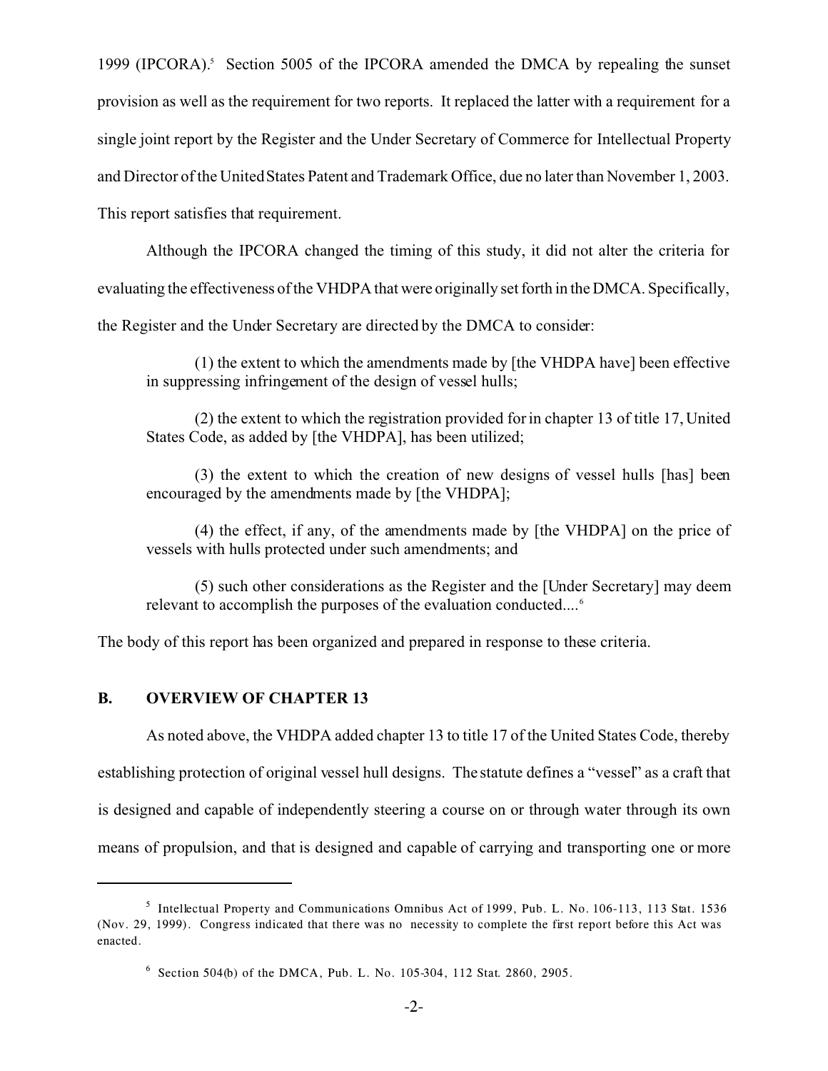1999 (IPCORA).[5] Section 5005 of the IPCORA amended the DMCA by repealing the sunset provision as well as the requirement for two reports. It replaced the latter with a requirement for a single joint report by the Register and the Under Secretary of Commerce for Intellectual Property and Director of the United States Patent and Trademark Office, due no later than November 1, 2003. This report satisfies that requirement.

Although the IPCORA changed the timing of this study, it did not alter the criteria for evaluating the effectiveness of the VHDPA that were originally set forth in the DMCA. Specifically, the Register and the Under Secretary are directed by the DMCA to consider:

> (1) the extent to which the amendments made by [the VHDPA have] been effective in suppressing infringement of the design of vessel hulls;
>
> (2) the extent to which the registration provided for in chapter 13 of title 17, United States Code, as added by [the VHDPA], has been utilized;
>
> (3) the extent to which the creation of new designs of vessel hulls [has] been encouraged by the amendments made by [the VHDPA];
>
> (4) the effect, if any, of the amendments made by [the VHDPA] on the price of vessels with hulls protected under such amendments; and
>
> (5) such other considerations as the Register and the [Under Secretary] may deem relevant to accomplish the purposes of the evaluation conducted....[6]

The body of this report has been organized and prepared in response to these criteria.

## B. OVERVIEW OF CHAPTER 13

As noted above, the VHDPA added chapter 13 to title 17 of the United States Code, thereby establishing protection of original vessel hull designs. The statute defines a "vessel" as a craft that is designed and capable of independently steering a course on or through water through its own means of propulsion, and that is designed and capable of carrying and transporting one or more

---

[5] Intellectual Property and Communications Omnibus Act of 1999, Pub. L. No. 106-113, 113 Stat. 1536 (Nov. 29, 1999). Congress indicated that there was no necessity to complete the first report before this Act was enacted.

[6] Section 504(b) of the DMCA, Pub. L. No. 105-304, 112 Stat. 2860, 2905.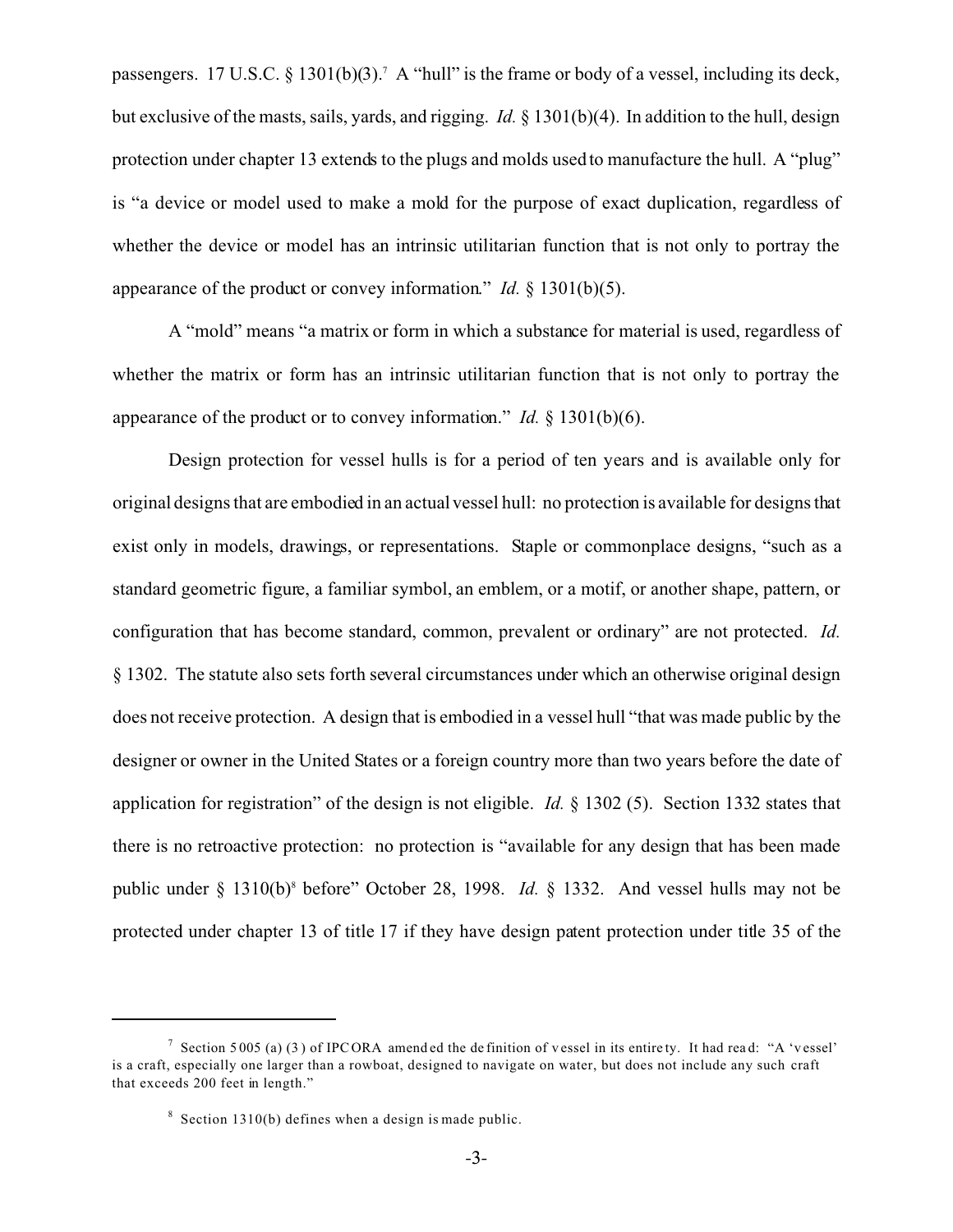passengers. 17 U.S.C. § 1301(b)(3).[7] A "hull" is the frame or body of a vessel, including its deck, but exclusive of the masts, sails, yards, and rigging. *Id.* § 1301(b)(4). In addition to the hull, design protection under chapter 13 extends to the plugs and molds used to manufacture the hull. A "plug" is "a device or model used to make a mold for the purpose of exact duplication, regardless of whether the device or model has an intrinsic utilitarian function that is not only to portray the appearance of the product or convey information." *Id.* § 1301(b)(5).

A "mold" means "a matrix or form in which a substance for material is used, regardless of whether the matrix or form has an intrinsic utilitarian function that is not only to portray the appearance of the product or to convey information." *Id.* § 1301(b)(6).

Design protection for vessel hulls is for a period of ten years and is available only for original designs that are embodied in an actual vessel hull: no protection is available for designs that exist only in models, drawings, or representations. Staple or commonplace designs, "such as a standard geometric figure, a familiar symbol, an emblem, or a motif, or another shape, pattern, or configuration that has become standard, common, prevalent or ordinary" are not protected. *Id.* § 1302. The statute also sets forth several circumstances under which an otherwise original design does not receive protection. A design that is embodied in a vessel hull "that was made public by the designer or owner in the United States or a foreign country more than two years before the date of application for registration" of the design is not eligible. *Id.* § 1302 (5). Section 1332 states that there is no retroactive protection: no protection is "available for any design that has been made public under § 1310(b)[8] before" October 28, 1998. *Id.* § 1332. And vessel hulls may not be protected under chapter 13 of title 17 if they have design patent protection under title 35 of the

[7] Section 5005 (a) (3) of IPCORA amended the definition of vessel in its entirety. It had read: "A 'vessel' is a craft, especially one larger than a rowboat, designed to navigate on water, but does not include any such craft that exceeds 200 feet in length."

[8] Section 1310(b) defines when a design is made public.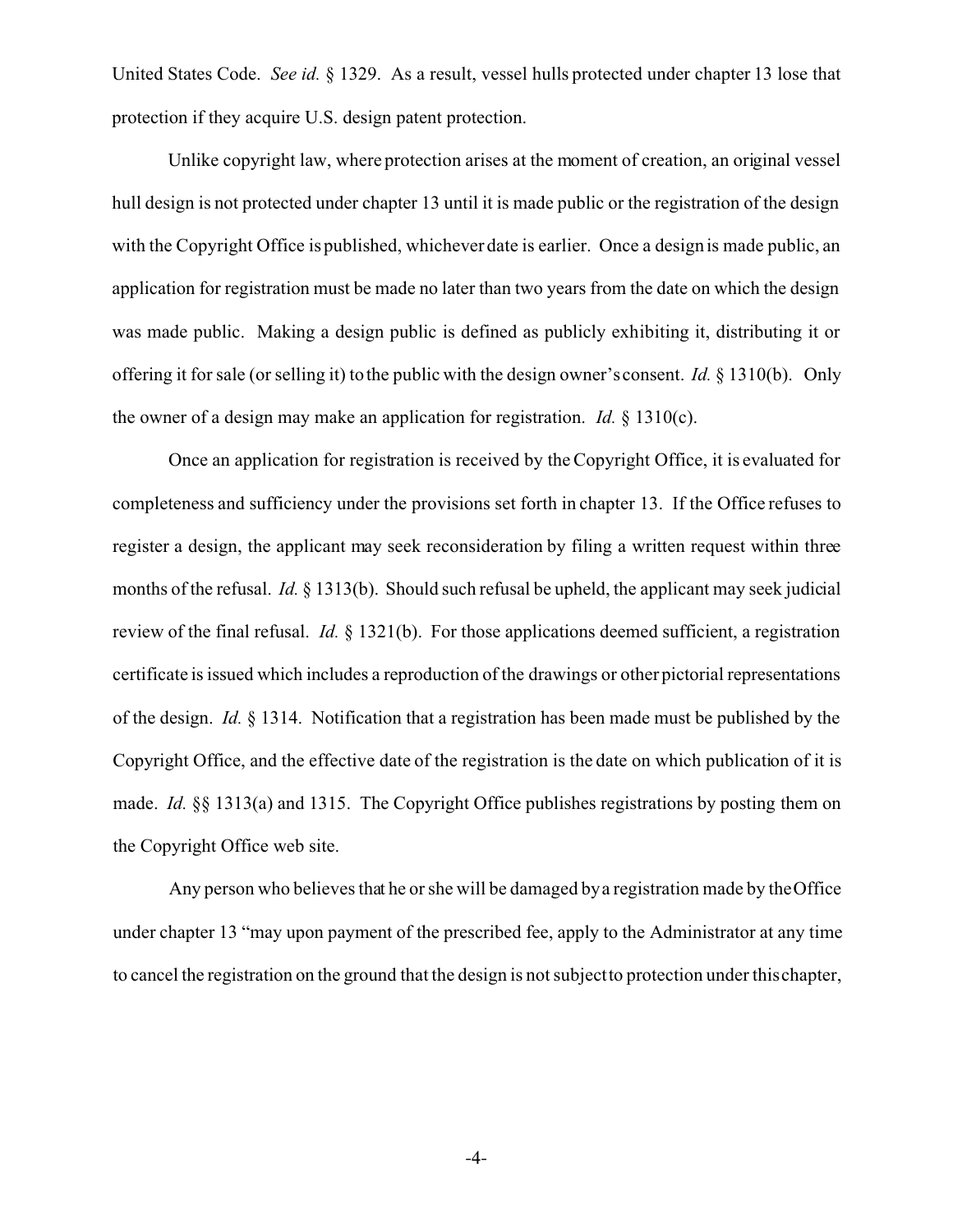United States Code. *See id.* § 1329. As a result, vessel hulls protected under chapter 13 lose that protection if they acquire U.S. design patent protection.

Unlike copyright law, where protection arises at the moment of creation, an original vessel hull design is not protected under chapter 13 until it is made public or the registration of the design with the Copyright Office is published, whichever date is earlier. Once a design is made public, an application for registration must be made no later than two years from the date on which the design was made public. Making a design public is defined as publicly exhibiting it, distributing it or offering it for sale (or selling it) to the public with the design owner's consent. *Id.* § 1310(b). Only the owner of a design may make an application for registration. *Id.* § 1310(c).

Once an application for registration is received by the Copyright Office, it is evaluated for completeness and sufficiency under the provisions set forth in chapter 13. If the Office refuses to register a design, the applicant may seek reconsideration by filing a written request within three months of the refusal. *Id.* § 1313(b). Should such refusal be upheld, the applicant may seek judicial review of the final refusal. *Id.* § 1321(b). For those applications deemed sufficient, a registration certificate is issued which includes a reproduction of the drawings or other pictorial representations of the design. *Id.* § 1314. Notification that a registration has been made must be published by the Copyright Office, and the effective date of the registration is the date on which publication of it is made. *Id.* §§ 1313(a) and 1315. The Copyright Office publishes registrations by posting them on the Copyright Office web site.

Any person who believes that he or she will be damaged by a registration made by the Office under chapter 13 "may upon payment of the prescribed fee, apply to the Administrator at any time to cancel the registration on the ground that the design is not subject to protection under this chapter,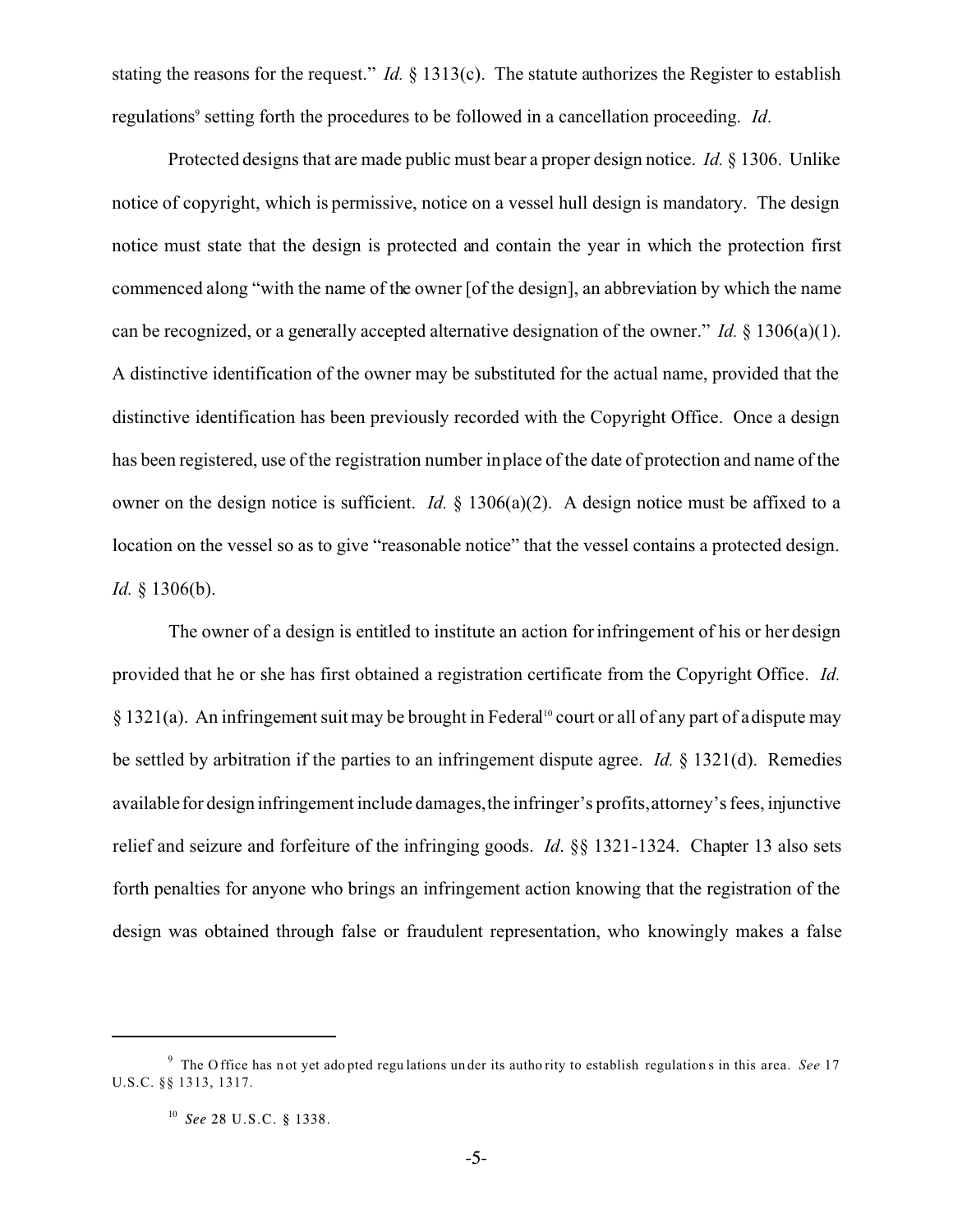stating the reasons for the request." *Id.* § 1313(c). The statute authorizes the Register to establish regulations[9] setting forth the procedures to be followed in a cancellation proceeding. *Id*.

Protected designs that are made public must bear a proper design notice. *Id.* § 1306. Unlike notice of copyright, which is permissive, notice on a vessel hull design is mandatory. The design notice must state that the design is protected and contain the year in which the protection first commenced along "with the name of the owner [of the design], an abbreviation by which the name can be recognized, or a generally accepted alternative designation of the owner." *Id.* § 1306(a)(1). A distinctive identification of the owner may be substituted for the actual name, provided that the distinctive identification has been previously recorded with the Copyright Office. Once a design has been registered, use of the registration number in place of the date of protection and name of the owner on the design notice is sufficient. *Id.* § 1306(a)(2). A design notice must be affixed to a location on the vessel so as to give "reasonable notice" that the vessel contains a protected design. *Id.* § 1306(b).

The owner of a design is entitled to institute an action for infringement of his or her design provided that he or she has first obtained a registration certificate from the Copyright Office. *Id.* § 1321(a). An infringement suit may be brought in Federal[10] court or all of any part of a dispute may be settled by arbitration if the parties to an infringement dispute agree. *Id.* § 1321(d). Remedies available for design infringement include damages, the infringer's profits, attorney's fees, injunctive relief and seizure and forfeiture of the infringing goods. *Id*. §§ 1321-1324. Chapter 13 also sets forth penalties for anyone who brings an infringement action knowing that the registration of the design was obtained through false or fraudulent representation, who knowingly makes a false

---

[9] The Office has not yet adopted regulations under its authority to establish regulations in this area. *See* 17 U.S.C. §§ 1313, 1317.

[10] *See* 28 U.S.C. § 1338.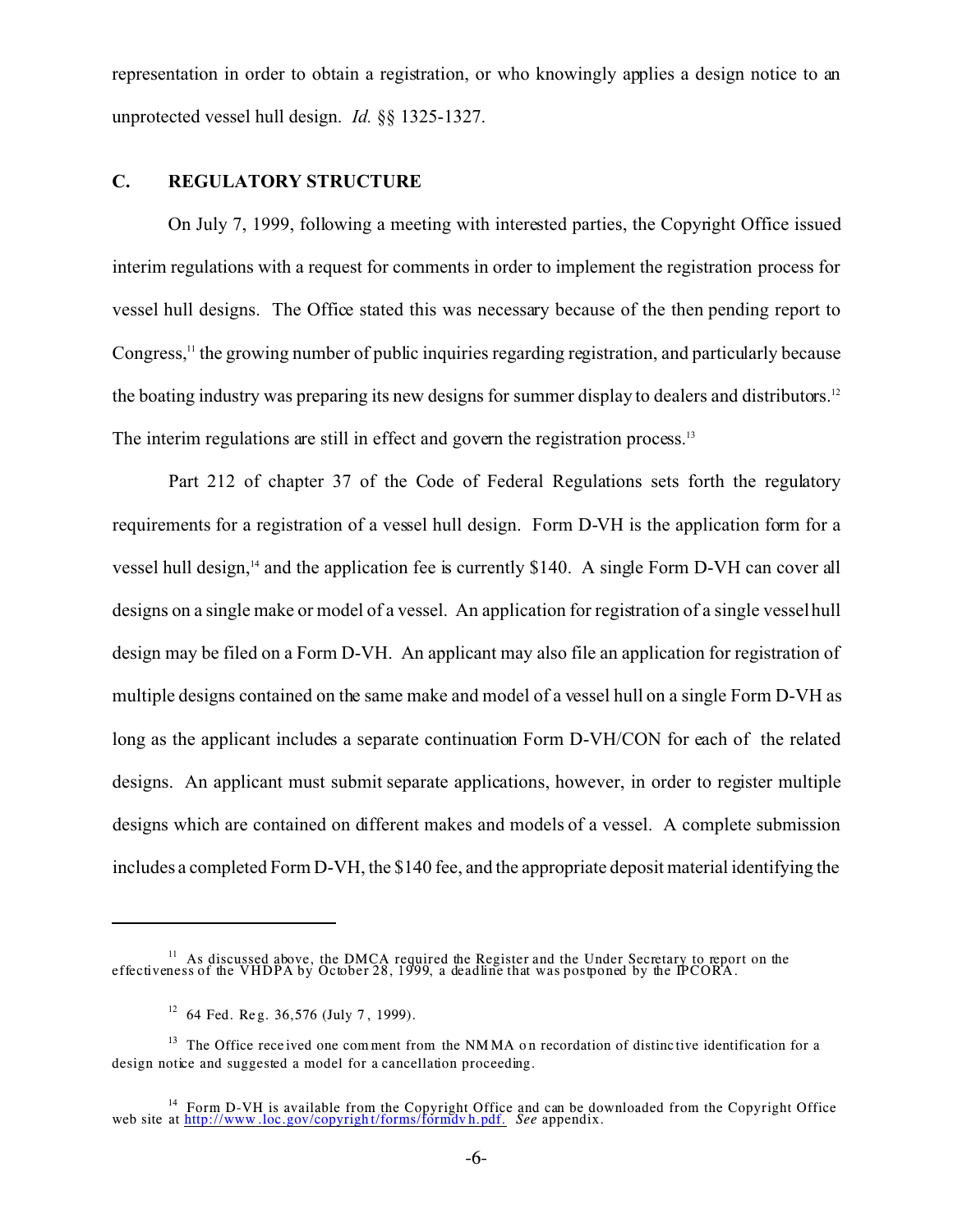representation in order to obtain a registration, or who knowingly applies a design notice to an unprotected vessel hull design. *Id.* §§ 1325-1327.

### C. REGULATORY STRUCTURE

On July 7, 1999, following a meeting with interested parties, the Copyright Office issued interim regulations with a request for comments in order to implement the registration process for vessel hull designs. The Office stated this was necessary because of the then pending report to Congress,[11] the growing number of public inquiries regarding registration, and particularly because the boating industry was preparing its new designs for summer display to dealers and distributors.[12] The interim regulations are still in effect and govern the registration process.[13]

Part 212 of chapter 37 of the Code of Federal Regulations sets forth the regulatory requirements for a registration of a vessel hull design. Form D-VH is the application form for a vessel hull design,[14] and the application fee is currently $140. A single Form D-VH can cover all designs on a single make or model of a vessel. An application for registration of a single vessel hull design may be filed on a Form D-VH. An applicant may also file an application for registration of multiple designs contained on the same make and model of a vessel hull on a single Form D-VH as long as the applicant includes a separate continuation Form D-VH/CON for each of the related designs. An applicant must submit separate applications, however, in order to register multiple designs which are contained on different makes and models of a vessel. A complete submission includes a completed Form D-VH, the $140 fee, and the appropriate deposit material identifying the

---

[11] As discussed above, the DMCA required the Register and the Under Secretary to report on the effectiveness of the VHDPA by October 28, 1999, a deadline that was postponed by the IPCORA.

[12] 64 Fed. Reg. 36,576 (July 7, 1999).

[13] The Office received one comment from the NMMA on recordation of distinctive identification for a design notice and suggested a model for a cancellation proceeding.

[14] Form D-VH is available from the Copyright Office and can be downloaded from the Copyright Office web site at http://www.loc.gov/copyright/forms/formdvh.pdf. *See* appendix.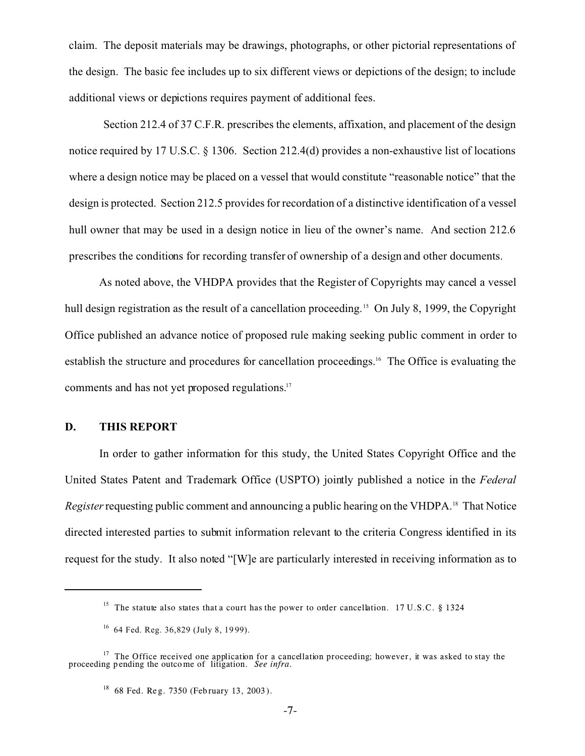claim. The deposit materials may be drawings, photographs, or other pictorial representations of the design. The basic fee includes up to six different views or depictions of the design; to include additional views or depictions requires payment of additional fees.

Section 212.4 of 37 C.F.R. prescribes the elements, affixation, and placement of the design notice required by 17 U.S.C. § 1306. Section 212.4(d) provides a non-exhaustive list of locations where a design notice may be placed on a vessel that would constitute "reasonable notice" that the design is protected. Section 212.5 provides for recordation of a distinctive identification of a vessel hull owner that may be used in a design notice in lieu of the owner's name. And section 212.6 prescribes the conditions for recording transfer of ownership of a design and other documents.

As noted above, the VHDPA provides that the Register of Copyrights may cancel a vessel hull design registration as the result of a cancellation proceeding.[15] On July 8, 1999, the Copyright Office published an advance notice of proposed rule making seeking public comment in order to establish the structure and procedures for cancellation proceedings.[16] The Office is evaluating the comments and has not yet proposed regulations.[17]

## D. THIS REPORT

In order to gather information for this study, the United States Copyright Office and the United States Patent and Trademark Office (USPTO) jointly published a notice in the *Federal Register* requesting public comment and announcing a public hearing on the VHDPA.[18] That Notice directed interested parties to submit information relevant to the criteria Congress identified in its request for the study. It also noted "[W]e are particularly interested in receiving information as to

---

[15] The statute also states that a court has the power to order cancellation. 17 U.S.C. § 1324

[16] 64 Fed. Reg. 36,829 (July 8, 1999).

[17] The Office received one application for a cancellation proceeding; however, it was asked to stay the proceeding pending the outcome of litigation. *See infra*.

[18] 68 Fed. Reg. 7350 (February 13, 2003).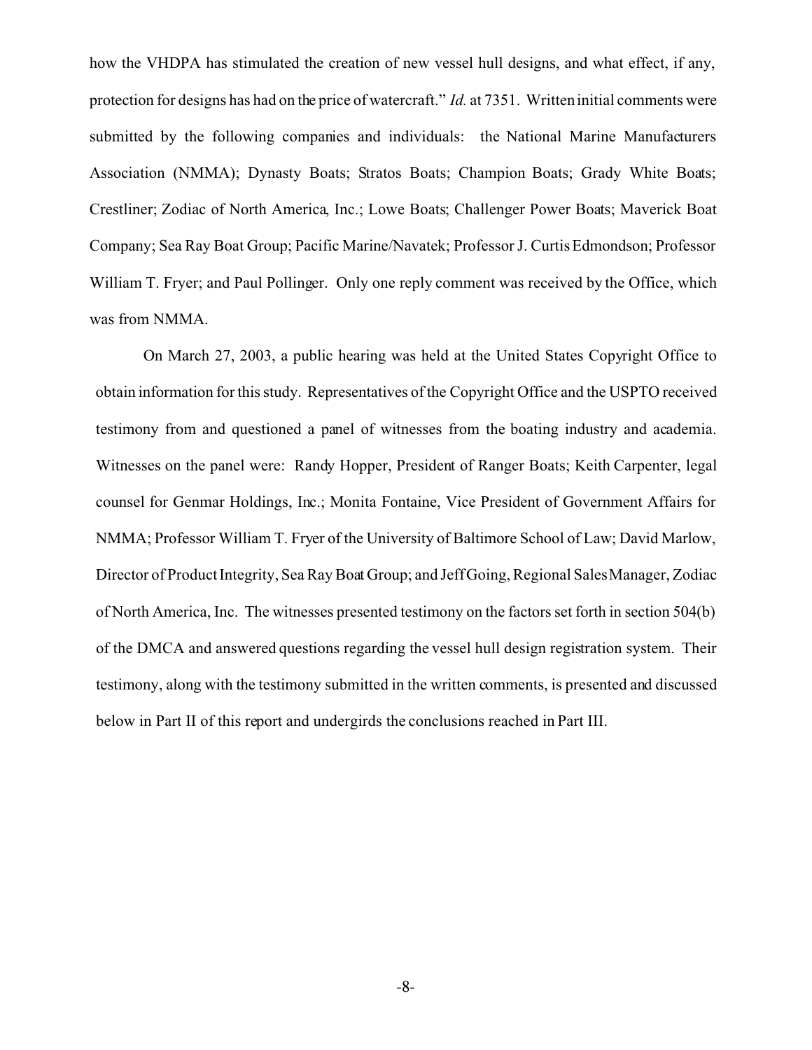how the VHDPA has stimulated the creation of new vessel hull designs, and what effect, if any, protection for designs has had on the price of watercraft." *Id.* at 7351. Written initial comments were submitted by the following companies and individuals: the National Marine Manufacturers Association (NMMA); Dynasty Boats; Stratos Boats; Champion Boats; Grady White Boats; Crestliner; Zodiac of North America, Inc.; Lowe Boats; Challenger Power Boats; Maverick Boat Company; Sea Ray Boat Group; Pacific Marine/Navatek; Professor J. Curtis Edmondson; Professor William T. Fryer; and Paul Pollinger. Only one reply comment was received by the Office, which was from NMMA.

On March 27, 2003, a public hearing was held at the United States Copyright Office to obtain information for this study. Representatives of the Copyright Office and the USPTO received testimony from and questioned a panel of witnesses from the boating industry and academia. Witnesses on the panel were: Randy Hopper, President of Ranger Boats; Keith Carpenter, legal counsel for Genmar Holdings, Inc.; Monita Fontaine, Vice President of Government Affairs for NMMA; Professor William T. Fryer of the University of Baltimore School of Law; David Marlow, Director of Product Integrity, Sea Ray Boat Group; and Jeff Going, Regional Sales Manager, Zodiac of North America, Inc. The witnesses presented testimony on the factors set forth in section 504(b) of the DMCA and answered questions regarding the vessel hull design registration system. Their testimony, along with the testimony submitted in the written comments, is presented and discussed below in Part II of this report and undergirds the conclusions reached in Part III.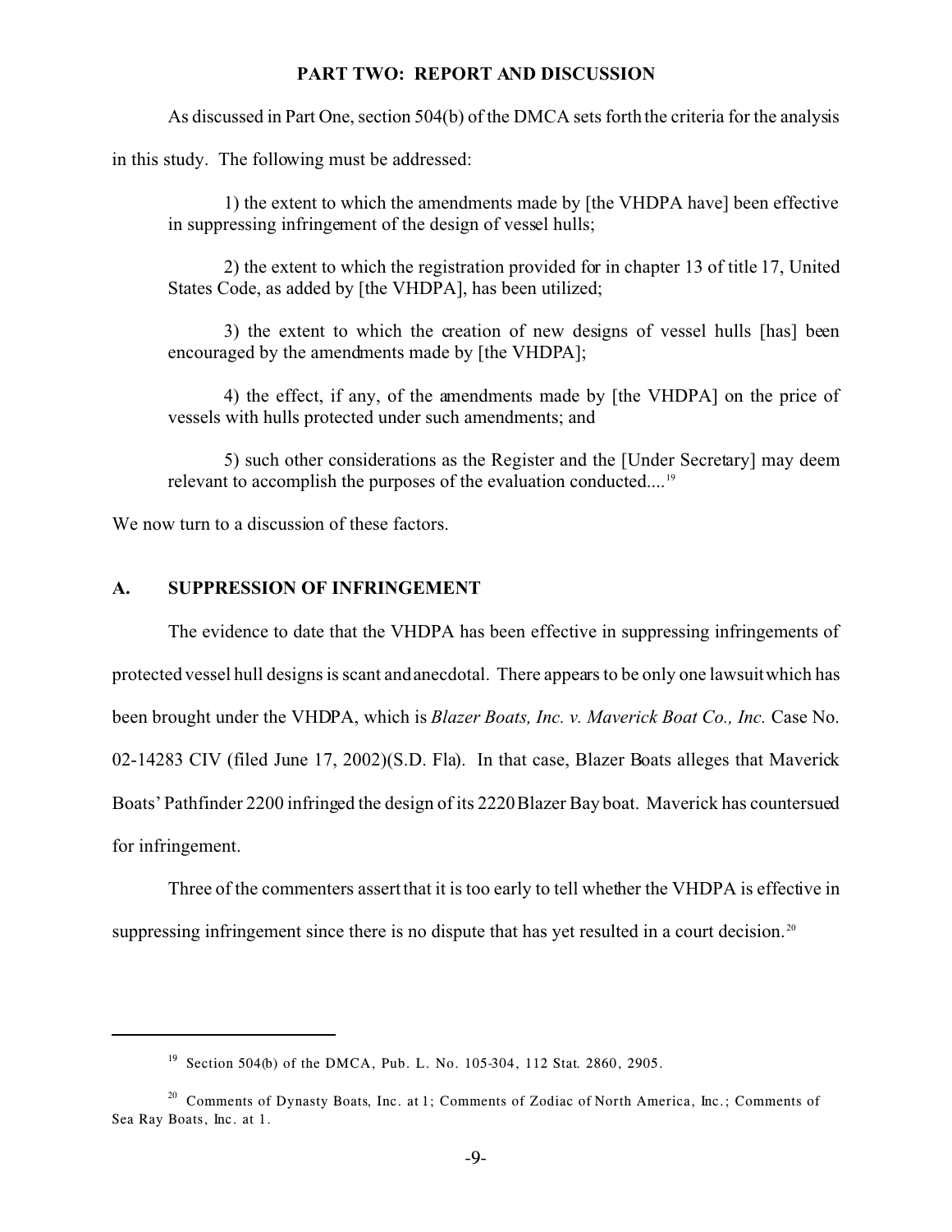## PART TWO: REPORT AND DISCUSSION

As discussed in Part One, section 504(b) of the DMCA sets forth the criteria for the analysis in this study. The following must be addressed:

> 1) the extent to which the amendments made by [the VHDPA have] been effective in suppressing infringement of the design of vessel hulls;
>
> 2) the extent to which the registration provided for in chapter 13 of title 17, United States Code, as added by [the VHDPA], has been utilized;
>
> 3) the extent to which the creation of new designs of vessel hulls [has] been encouraged by the amendments made by [the VHDPA];
>
> 4) the effect, if any, of the amendments made by [the VHDPA] on the price of vessels with hulls protected under such amendments; and
>
> 5) such other considerations as the Register and the [Under Secretary] may deem relevant to accomplish the purposes of the evaluation conducted....[19]

We now turn to a discussion of these factors.

### A. SUPPRESSION OF INFRINGEMENT

The evidence to date that the VHDPA has been effective in suppressing infringements of protected vessel hull designs is scant and anecdotal. There appears to be only one lawsuit which has been brought under the VHDPA, which is *Blazer Boats, Inc. v. Maverick Boat Co., Inc.* Case No. 02-14283 CIV (filed June 17, 2002)(S.D. Fla). In that case, Blazer Boats alleges that Maverick Boats' Pathfinder 2200 infringed the design of its 2220 Blazer Bay boat. Maverick has countersued for infringement.

Three of the commenters assert that it is too early to tell whether the VHDPA is effective in suppressing infringement since there is no dispute that has yet resulted in a court decision.[20]

---

[19] Section 504(b) of the DMCA, Pub. L. No. 105-304, 112 Stat. 2860, 2905.

[20] Comments of Dynasty Boats, Inc. at 1; Comments of Zodiac of North America, Inc.; Comments of Sea Ray Boats, Inc. at 1.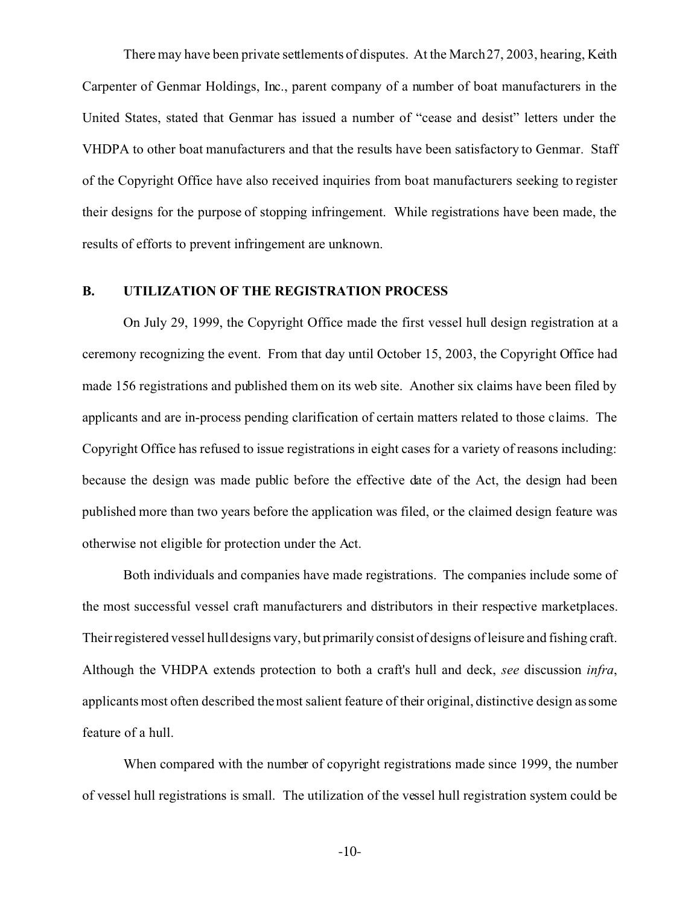There may have been private settlements of disputes. At the March 27, 2003, hearing, Keith Carpenter of Genmar Holdings, Inc., parent company of a number of boat manufacturers in the United States, stated that Genmar has issued a number of "cease and desist" letters under the VHDPA to other boat manufacturers and that the results have been satisfactory to Genmar. Staff of the Copyright Office have also received inquiries from boat manufacturers seeking to register their designs for the purpose of stopping infringement. While registrations have been made, the results of efforts to prevent infringement are unknown.

## B. UTILIZATION OF THE REGISTRATION PROCESS

On July 29, 1999, the Copyright Office made the first vessel hull design registration at a ceremony recognizing the event. From that day until October 15, 2003, the Copyright Office had made 156 registrations and published them on its web site. Another six claims have been filed by applicants and are in-process pending clarification of certain matters related to those claims. The Copyright Office has refused to issue registrations in eight cases for a variety of reasons including: because the design was made public before the effective date of the Act, the design had been published more than two years before the application was filed, or the claimed design feature was otherwise not eligible for protection under the Act.

Both individuals and companies have made registrations. The companies include some of the most successful vessel craft manufacturers and distributors in their respective marketplaces. Their registered vessel hull designs vary, but primarily consist of designs of leisure and fishing craft. Although the VHDPA extends protection to both a craft's hull and deck, *see* discussion *infra*, applicants most often described the most salient feature of their original, distinctive design as some feature of a hull.

When compared with the number of copyright registrations made since 1999, the number of vessel hull registrations is small. The utilization of the vessel hull registration system could be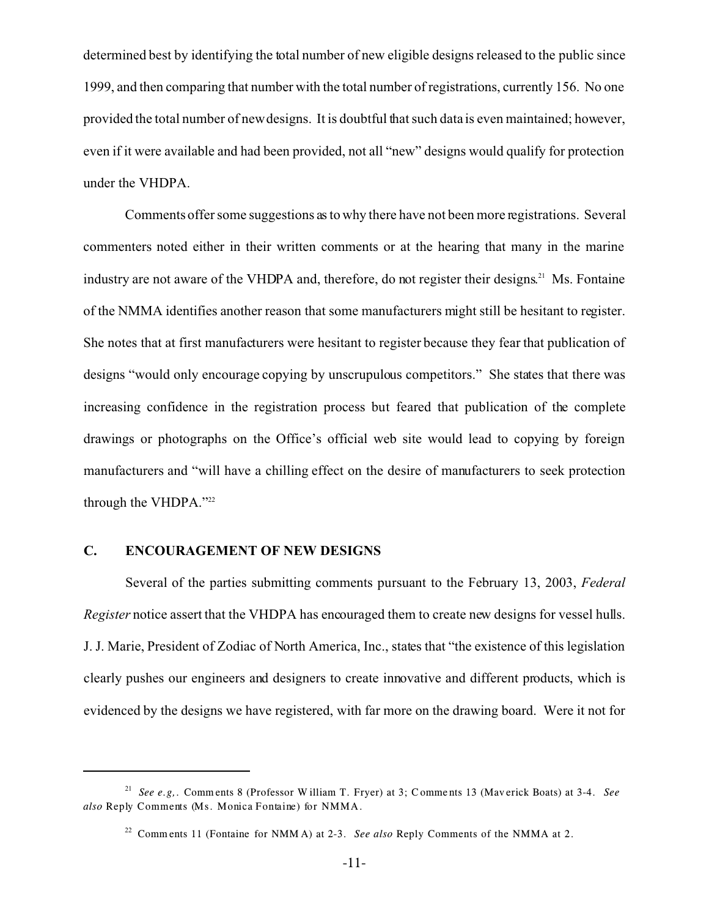determined best by identifying the total number of new eligible designs released to the public since 1999, and then comparing that number with the total number of registrations, currently 156. No one provided the total number of new designs. It is doubtful that such data is even maintained; however, even if it were available and had been provided, not all "new" designs would qualify for protection under the VHDPA.

Comments offer some suggestions as to why there have not been more registrations. Several commenters noted either in their written comments or at the hearing that many in the marine industry are not aware of the VHDPA and, therefore, do not register their designs.[21] Ms. Fontaine of the NMMA identifies another reason that some manufacturers might still be hesitant to register. She notes that at first manufacturers were hesitant to register because they fear that publication of designs "would only encourage copying by unscrupulous competitors." She states that there was increasing confidence in the registration process but feared that publication of the complete drawings or photographs on the Office's official web site would lead to copying by foreign manufacturers and "will have a chilling effect on the desire of manufacturers to seek protection through the VHDPA."[22]

## C. ENCOURAGEMENT OF NEW DESIGNS

Several of the parties submitting comments pursuant to the February 13, 2003, *Federal Register* notice assert that the VHDPA has encouraged them to create new designs for vessel hulls. J. J. Marie, President of Zodiac of North America, Inc., states that "the existence of this legislation clearly pushes our engineers and designers to create innovative and different products, which is evidenced by the designs we have registered, with far more on the drawing board. Were it not for

---

[21] *See e.g.,*. Comments 8 (Professor William T. Fryer) at 3; Comments 13 (Maverick Boats) at 3-4. *See also* Reply Comments (Ms. Monica Fontaine) for NMMA.

[22] Comments 11 (Fontaine for NMMA) at 2-3. *See also* Reply Comments of the NMMA at 2.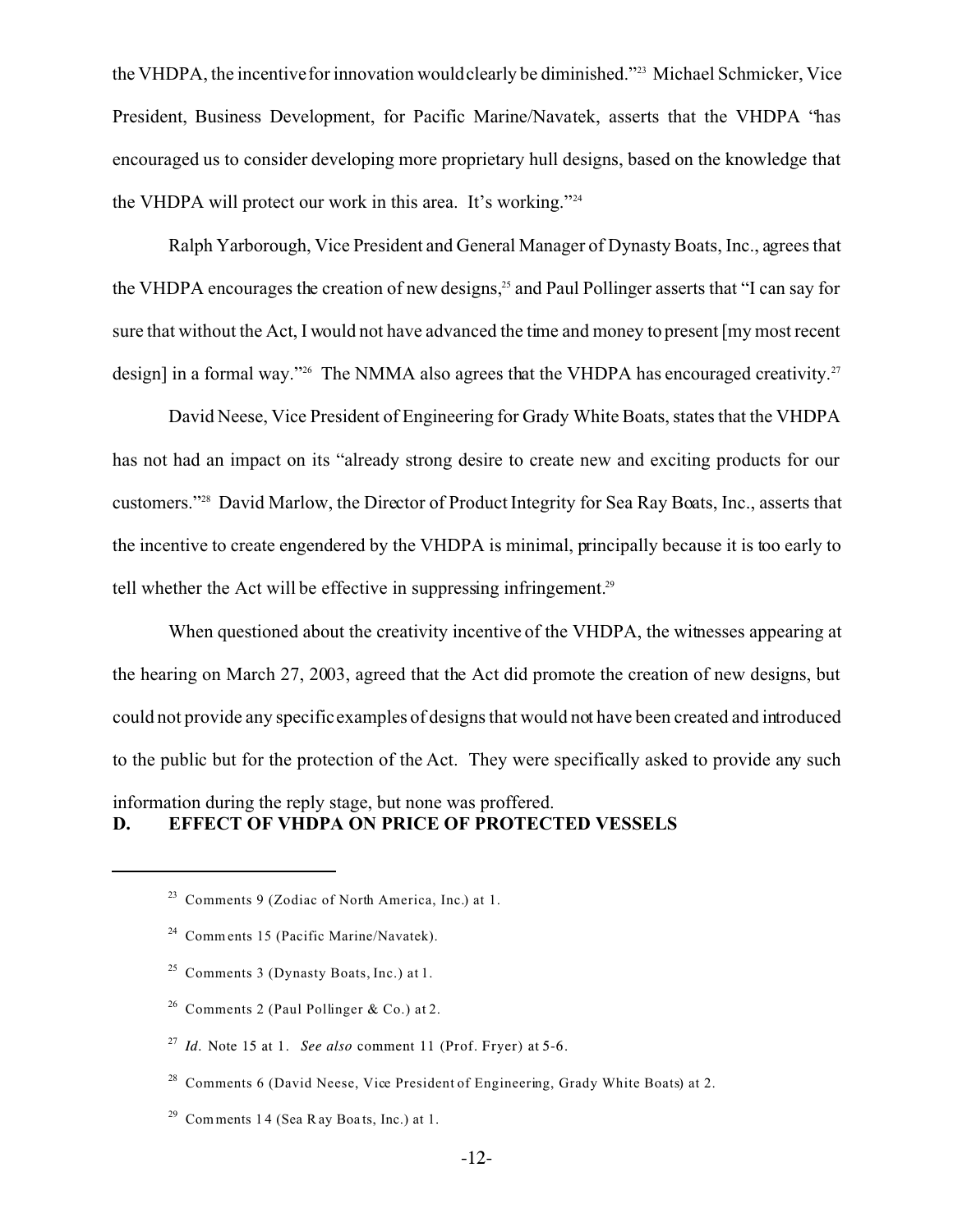the VHDPA, the incentive for innovation would clearly be diminished."[23] Michael Schmicker, Vice President, Business Development, for Pacific Marine/Navatek, asserts that the VHDPA "has encouraged us to consider developing more proprietary hull designs, based on the knowledge that the VHDPA will protect our work in this area. It's working."[24]

Ralph Yarborough, Vice President and General Manager of Dynasty Boats, Inc., agrees that the VHDPA encourages the creation of new designs,[25] and Paul Pollinger asserts that "I can say for sure that without the Act, I would not have advanced the time and money to present [my most recent design] in a formal way."[26] The NMMA also agrees that the VHDPA has encouraged creativity.[27]

David Neese, Vice President of Engineering for Grady White Boats, states that the VHDPA has not had an impact on its "already strong desire to create new and exciting products for our customers."[28] David Marlow, the Director of Product Integrity for Sea Ray Boats, Inc., asserts that the incentive to create engendered by the VHDPA is minimal, principally because it is too early to tell whether the Act will be effective in suppressing infringement.[29]

When questioned about the creativity incentive of the VHDPA, the witnesses appearing at the hearing on March 27, 2003, agreed that the Act did promote the creation of new designs, but could not provide any specific examples of designs that would not have been created and introduced to the public but for the protection of the Act. They were specifically asked to provide any such information during the reply stage, but none was proffered.

## D. EFFECT OF VHDPA ON PRICE OF PROTECTED VESSELS

---

[23] Comments 9 (Zodiac of North America, Inc.) at 1.

[24] Comments 15 (Pacific Marine/Navatek).

[25] Comments 3 (Dynasty Boats, Inc.) at 1.

[26] Comments 2 (Paul Pollinger & Co.) at 2.

[27] *Id.* Note 15 at 1. *See also* comment 11 (Prof. Fryer) at 5-6.

[28] Comments 6 (David Neese, Vice President of Engineering, Grady White Boats) at 2.

[29] Comments 14 (Sea Ray Boats, Inc.) at 1.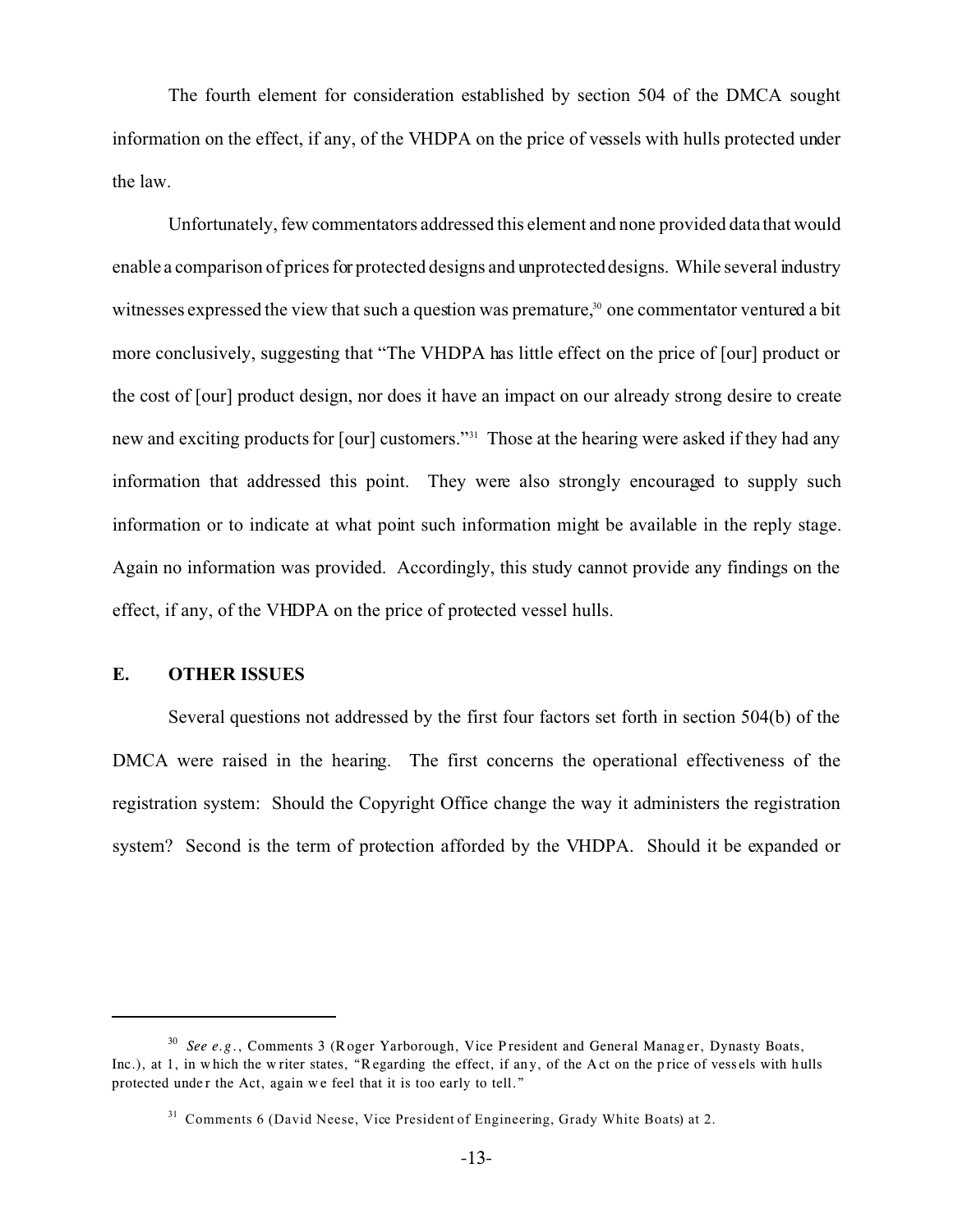The fourth element for consideration established by section 504 of the DMCA sought information on the effect, if any, of the VHDPA on the price of vessels with hulls protected under the law.

Unfortunately, few commentators addressed this element and none provided data that would enable a comparison of prices for protected designs and unprotected designs. While several industry witnesses expressed the view that such a question was premature,[30] one commentator ventured a bit more conclusively, suggesting that "The VHDPA has little effect on the price of [our] product or the cost of [our] product design, nor does it have an impact on our already strong desire to create new and exciting products for [our] customers."[31] Those at the hearing were asked if they had any information that addressed this point. They were also strongly encouraged to supply such information or to indicate at what point such information might be available in the reply stage. Again no information was provided. Accordingly, this study cannot provide any findings on the effect, if any, of the VHDPA on the price of protected vessel hulls.

## E. OTHER ISSUES

Several questions not addressed by the first four factors set forth in section 504(b) of the DMCA were raised in the hearing. The first concerns the operational effectiveness of the registration system: Should the Copyright Office change the way it administers the registration system? Second is the term of protection afforded by the VHDPA. Should it be expanded or

---

[30] *See e.g.*, Comments 3 (Roger Yarborough, Vice President and General Manager, Dynasty Boats, Inc.), at 1, in which the writer states, "Regarding the effect, if any, of the Act on the price of vessels with hulls protected under the Act, again we feel that it is too early to tell."

[31] Comments 6 (David Neese, Vice President of Engineering, Grady White Boats) at 2.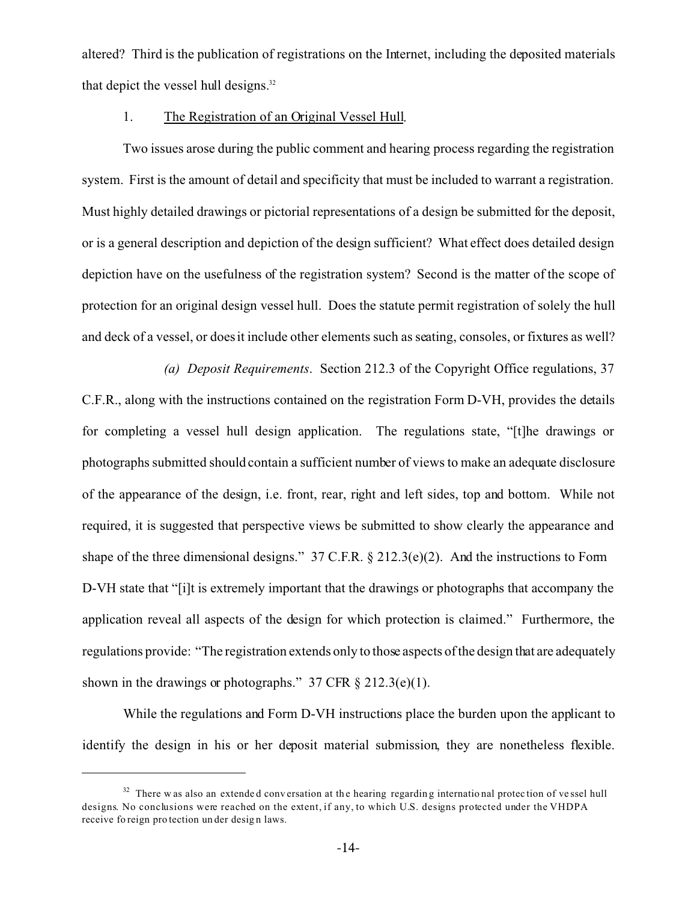altered? Third is the publication of registrations on the Internet, including the deposited materials that depict the vessel hull designs.[32]

1. The Registration of an Original Vessel Hull.

Two issues arose during the public comment and hearing process regarding the registration system. First is the amount of detail and specificity that must be included to warrant a registration. Must highly detailed drawings or pictorial representations of a design be submitted for the deposit, or is a general description and depiction of the design sufficient? What effect does detailed design depiction have on the usefulness of the registration system? Second is the matter of the scope of protection for an original design vessel hull. Does the statute permit registration of solely the hull and deck of a vessel, or does it include other elements such as seating, consoles, or fixtures as well?

*(a) Deposit Requirements*. Section 212.3 of the Copyright Office regulations, 37 C.F.R., along with the instructions contained on the registration Form D-VH, provides the details for completing a vessel hull design application. The regulations state, "[t]he drawings or photographs submitted should contain a sufficient number of views to make an adequate disclosure of the appearance of the design, i.e. front, rear, right and left sides, top and bottom. While not required, it is suggested that perspective views be submitted to show clearly the appearance and shape of the three dimensional designs." 37 C.F.R. § 212.3(e)(2). And the instructions to Form D-VH state that "[i]t is extremely important that the drawings or photographs that accompany the application reveal all aspects of the design for which protection is claimed." Furthermore, the regulations provide: "The registration extends only to those aspects of the design that are adequately shown in the drawings or photographs." 37 CFR § 212.3(e)(1).

While the regulations and Form D-VH instructions place the burden upon the applicant to identify the design in his or her deposit material submission, they are nonetheless flexible.

---

[32] There was also an extended conversation at the hearing regarding international protection of vessel hull designs. No conclusions were reached on the extent, if any, to which U.S. designs protected under the VHDPA receive foreign protection under design laws.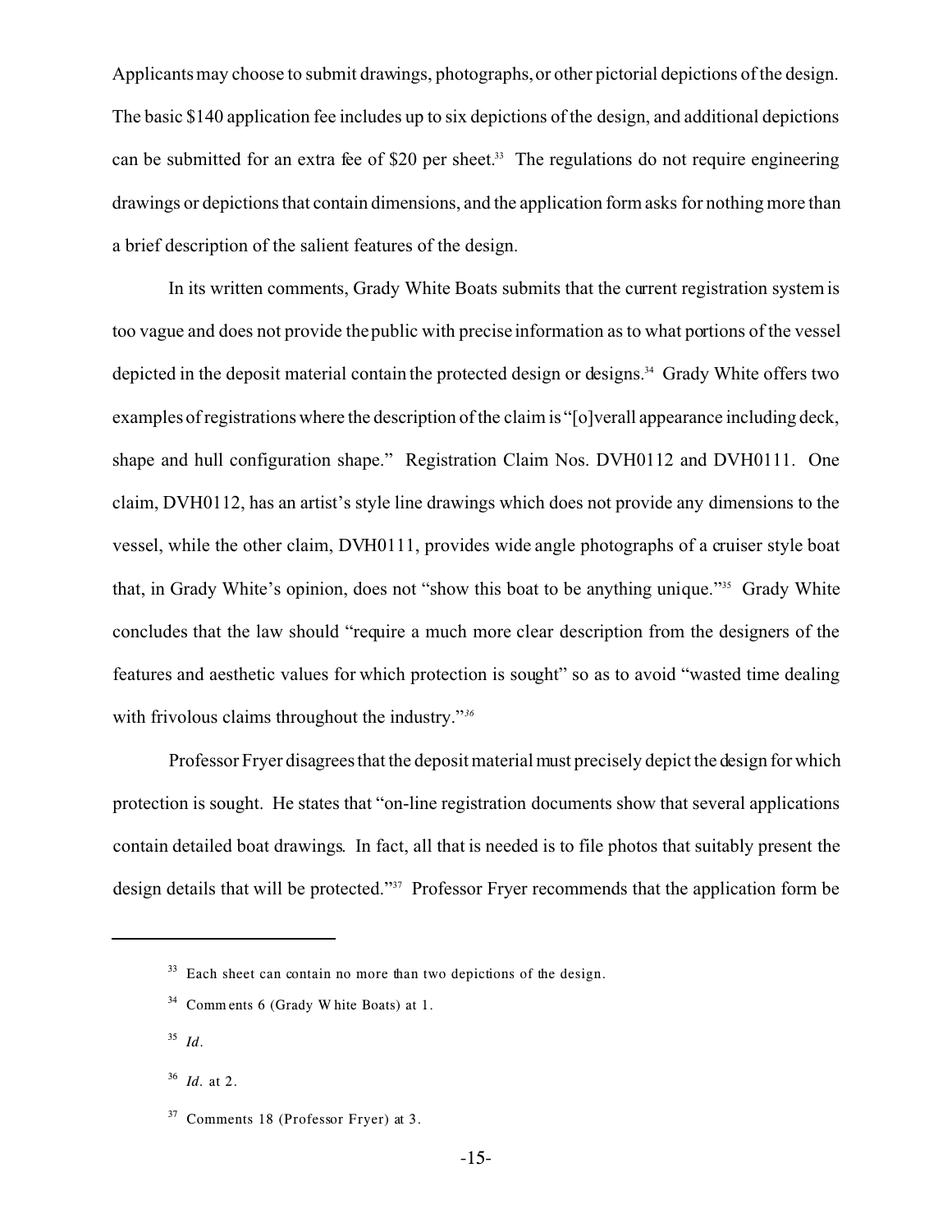Applicants may choose to submit drawings, photographs, or other pictorial depictions of the design. The basic $140 application fee includes up to six depictions of the design, and additional depictions can be submitted for an extra fee of $20 per sheet.[33] The regulations do not require engineering drawings or depictions that contain dimensions, and the application form asks for nothing more than a brief description of the salient features of the design.

In its written comments, Grady White Boats submits that the current registration system is too vague and does not provide the public with precise information as to what portions of the vessel depicted in the deposit material contain the protected design or designs.[34] Grady White offers two examples of registrations where the description of the claim is "[o]verall appearance including deck, shape and hull configuration shape." Registration Claim Nos. DVH0112 and DVH0111. One claim, DVH0112, has an artist's style line drawings which does not provide any dimensions to the vessel, while the other claim, DVH0111, provides wide angle photographs of a cruiser style boat that, in Grady White's opinion, does not "show this boat to be anything unique."[35] Grady White concludes that the law should "require a much more clear description from the designers of the features and aesthetic values for which protection is sought" so as to avoid "wasted time dealing with frivolous claims throughout the industry."[36]

Professor Fryer disagrees that the deposit material must precisely depict the design for which protection is sought. He states that "on-line registration documents show that several applications contain detailed boat drawings. In fact, all that is needed is to file photos that suitably present the design details that will be protected."[37] Professor Fryer recommends that the application form be

---

[33] Each sheet can contain no more than two depictions of the design.

[34] Comments 6 (Grady White Boats) at 1.

[35] *Id.*

[36] *Id.* at 2.

[37] Comments 18 (Professor Fryer) at 3.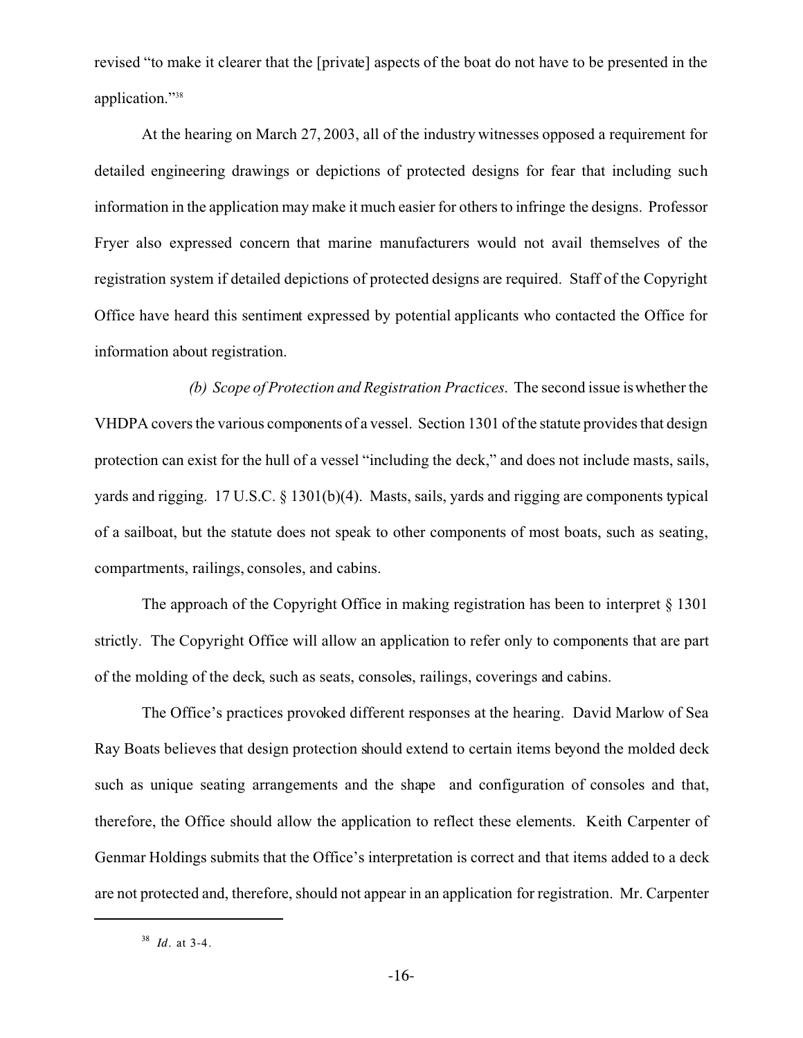revised "to make it clearer that the [private] aspects of the boat do not have to be presented in the application."[38]

At the hearing on March 27, 2003, all of the industry witnesses opposed a requirement for detailed engineering drawings or depictions of protected designs for fear that including such information in the application may make it much easier for others to infringe the designs. Professor Fryer also expressed concern that marine manufacturers would not avail themselves of the registration system if detailed depictions of protected designs are required. Staff of the Copyright Office have heard this sentiment expressed by potential applicants who contacted the Office for information about registration.

*(b) Scope of Protection and Registration Practices*. The second issue is whether the VHDPA covers the various components of a vessel. Section 1301 of the statute provides that design protection can exist for the hull of a vessel "including the deck," and does not include masts, sails, yards and rigging. 17 U.S.C. § 1301(b)(4). Masts, sails, yards and rigging are components typical of a sailboat, but the statute does not speak to other components of most boats, such as seating, compartments, railings, consoles, and cabins.

The approach of the Copyright Office in making registration has been to interpret § 1301 strictly. The Copyright Office will allow an application to refer only to components that are part of the molding of the deck, such as seats, consoles, railings, coverings and cabins.

The Office's practices provoked different responses at the hearing. David Marlow of Sea Ray Boats believes that design protection should extend to certain items beyond the molded deck such as unique seating arrangements and the shape and configuration of consoles and that, therefore, the Office should allow the application to reflect these elements. Keith Carpenter of Genmar Holdings submits that the Office's interpretation is correct and that items added to a deck are not protected and, therefore, should not appear in an application for registration. Mr. Carpenter

[38] *Id*. at 3-4.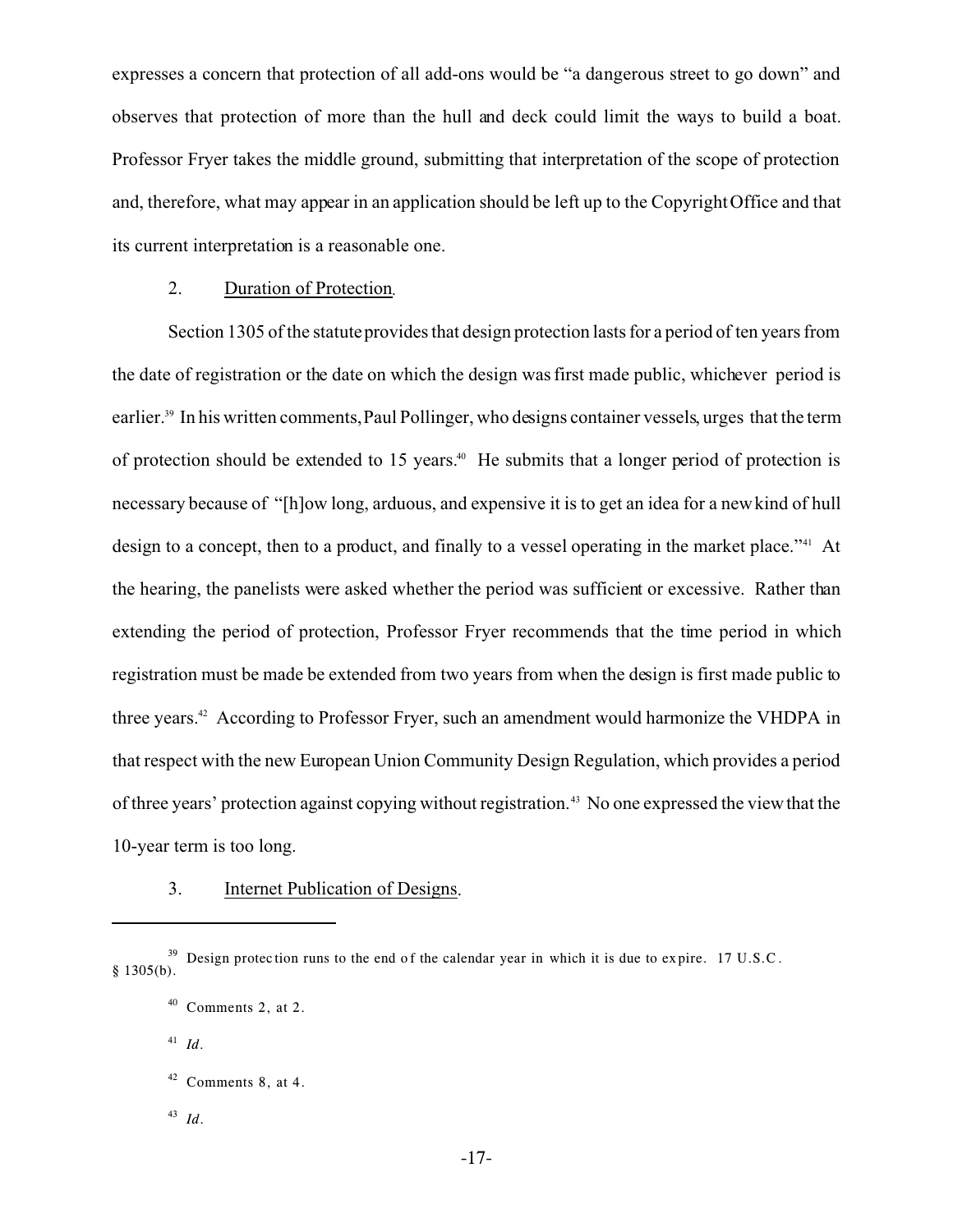expresses a concern that protection of all add-ons would be "a dangerous street to go down" and observes that protection of more than the hull and deck could limit the ways to build a boat. Professor Fryer takes the middle ground, submitting that interpretation of the scope of protection and, therefore, what may appear in an application should be left up to the Copyright Office and that its current interpretation is a reasonable one.

2. Duration of Protection.

Section 1305 of the statute provides that design protection lasts for a period of ten years from the date of registration or the date on which the design was first made public, whichever period is earlier.[39] In his written comments, Paul Pollinger, who designs container vessels, urges that the term of protection should be extended to 15 years.[40] He submits that a longer period of protection is necessary because of "[h]ow long, arduous, and expensive it is to get an idea for a new kind of hull design to a concept, then to a product, and finally to a vessel operating in the market place."[41] At the hearing, the panelists were asked whether the period was sufficient or excessive. Rather than extending the period of protection, Professor Fryer recommends that the time period in which registration must be made be extended from two years from when the design is first made public to three years.[42] According to Professor Fryer, such an amendment would harmonize the VHDPA in that respect with the new European Union Community Design Regulation, which provides a period of three years' protection against copying without registration.[43] No one expressed the view that the 10-year term is too long.

3. Internet Publication of Designs.

---

[39] Design protection runs to the end of the calendar year in which it is due to expire. 17 U.S.C. § 1305(b).

[40] Comments 2, at 2.

[41] *Id*.

[42] Comments 8, at 4.

[43] *Id*.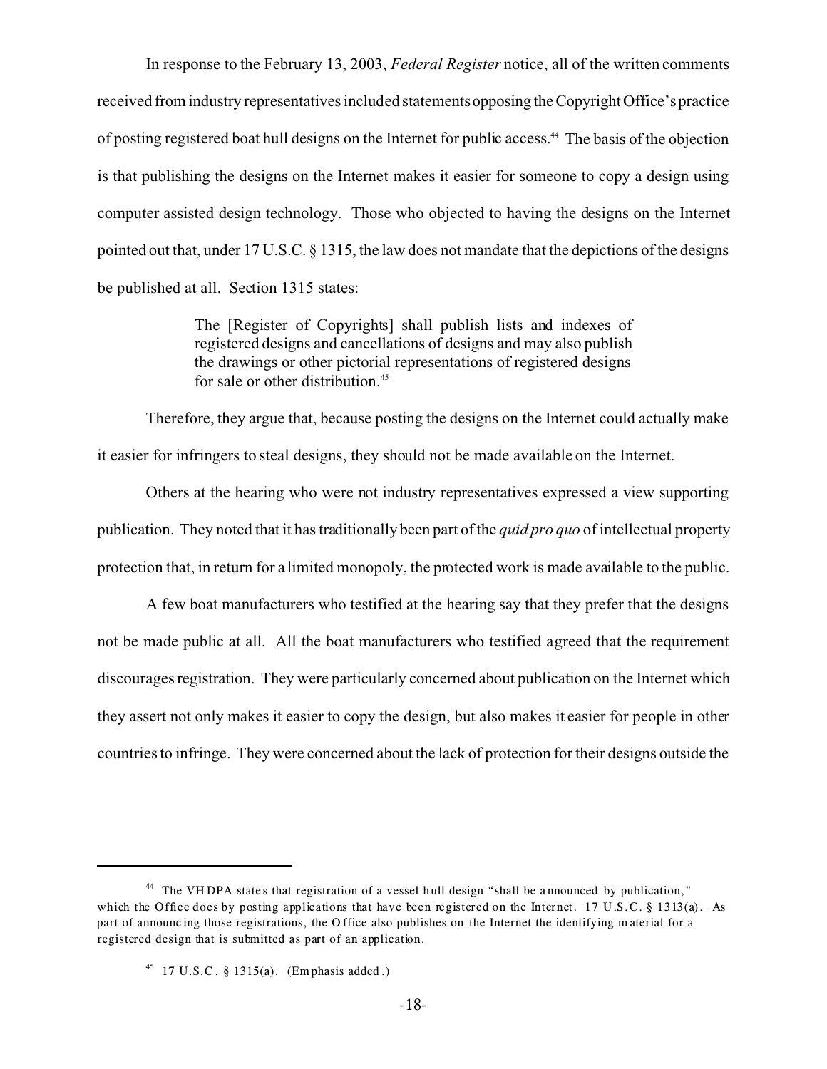In response to the February 13, 2003, *Federal Register* notice, all of the written comments received from industry representatives included statements opposing the Copyright Office's practice of posting registered boat hull designs on the Internet for public access.[44] The basis of the objection is that publishing the designs on the Internet makes it easier for someone to copy a design using computer assisted design technology. Those who objected to having the designs on the Internet pointed out that, under 17 U.S.C. § 1315, the law does not mandate that the depictions of the designs be published at all. Section 1315 states:

> The [Register of Copyrights] shall publish lists and indexes of registered designs and cancellations of designs and <u>may also publish</u> the drawings or other pictorial representations of registered designs for sale or other distribution.[45]

Therefore, they argue that, because posting the designs on the Internet could actually make it easier for infringers to steal designs, they should not be made available on the Internet.

Others at the hearing who were not industry representatives expressed a view supporting publication. They noted that it has traditionally been part of the *quid pro quo* of intellectual property protection that, in return for a limited monopoly, the protected work is made available to the public.

A few boat manufacturers who testified at the hearing say that they prefer that the designs not be made public at all. All the boat manufacturers who testified agreed that the requirement discourages registration. They were particularly concerned about publication on the Internet which they assert not only makes it easier to copy the design, but also makes it easier for people in other countries to infringe. They were concerned about the lack of protection for their designs outside the

---

[44] The VHDPA states that registration of a vessel hull design "shall be announced by publication," which the Office does by posting applications that have been registered on the Internet. 17 U.S.C. § 1313(a). As part of announcing those registrations, the Office also publishes on the Internet the identifying material for a registered design that is submitted as part of an application.

[45] 17 U.S.C. § 1315(a). (Emphasis added.)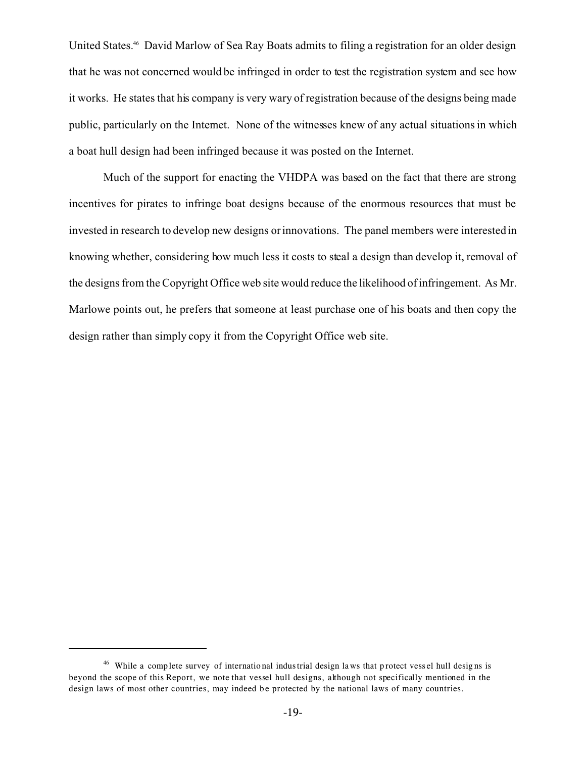United States.[46] David Marlow of Sea Ray Boats admits to filing a registration for an older design that he was not concerned would be infringed in order to test the registration system and see how it works. He states that his company is very wary of registration because of the designs being made public, particularly on the Internet. None of the witnesses knew of any actual situations in which a boat hull design had been infringed because it was posted on the Internet.

Much of the support for enacting the VHDPA was based on the fact that there are strong incentives for pirates to infringe boat designs because of the enormous resources that must be invested in research to develop new designs or innovations. The panel members were interested in knowing whether, considering how much less it costs to steal a design than develop it, removal of the designs from the Copyright Office web site would reduce the likelihood of infringement. As Mr. Marlowe points out, he prefers that someone at least purchase one of his boats and then copy the design rather than simply copy it from the Copyright Office web site.

---

[46] While a complete survey of international industrial design laws that protect vessel hull designs is beyond the scope of this Report, we note that vessel hull designs, although not specifically mentioned in the design laws of most other countries, may indeed be protected by the national laws of many countries.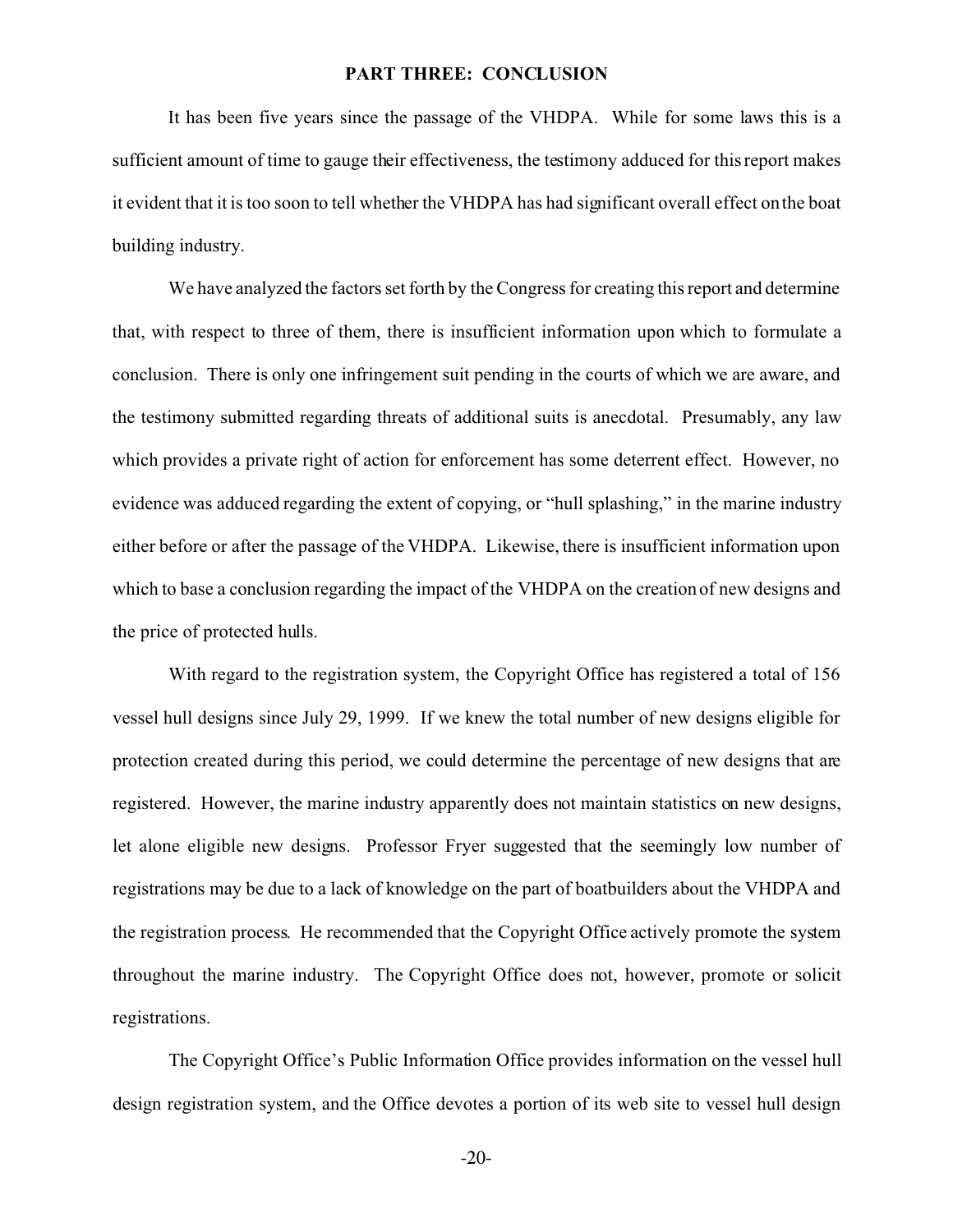## PART THREE: CONCLUSION

It has been five years since the passage of the VHDPA. While for some laws this is a sufficient amount of time to gauge their effectiveness, the testimony adduced for this report makes it evident that it is too soon to tell whether the VHDPA has had significant overall effect on the boat building industry.

We have analyzed the factors set forth by the Congress for creating this report and determine that, with respect to three of them, there is insufficient information upon which to formulate a conclusion. There is only one infringement suit pending in the courts of which we are aware, and the testimony submitted regarding threats of additional suits is anecdotal. Presumably, any law which provides a private right of action for enforcement has some deterrent effect. However, no evidence was adduced regarding the extent of copying, or "hull splashing," in the marine industry either before or after the passage of the VHDPA. Likewise, there is insufficient information upon which to base a conclusion regarding the impact of the VHDPA on the creation of new designs and the price of protected hulls.

With regard to the registration system, the Copyright Office has registered a total of 156 vessel hull designs since July 29, 1999. If we knew the total number of new designs eligible for protection created during this period, we could determine the percentage of new designs that are registered. However, the marine industry apparently does not maintain statistics on new designs, let alone eligible new designs. Professor Fryer suggested that the seemingly low number of registrations may be due to a lack of knowledge on the part of boatbuilders about the VHDPA and the registration process. He recommended that the Copyright Office actively promote the system throughout the marine industry. The Copyright Office does not, however, promote or solicit registrations.

The Copyright Office's Public Information Office provides information on the vessel hull design registration system, and the Office devotes a portion of its web site to vessel hull design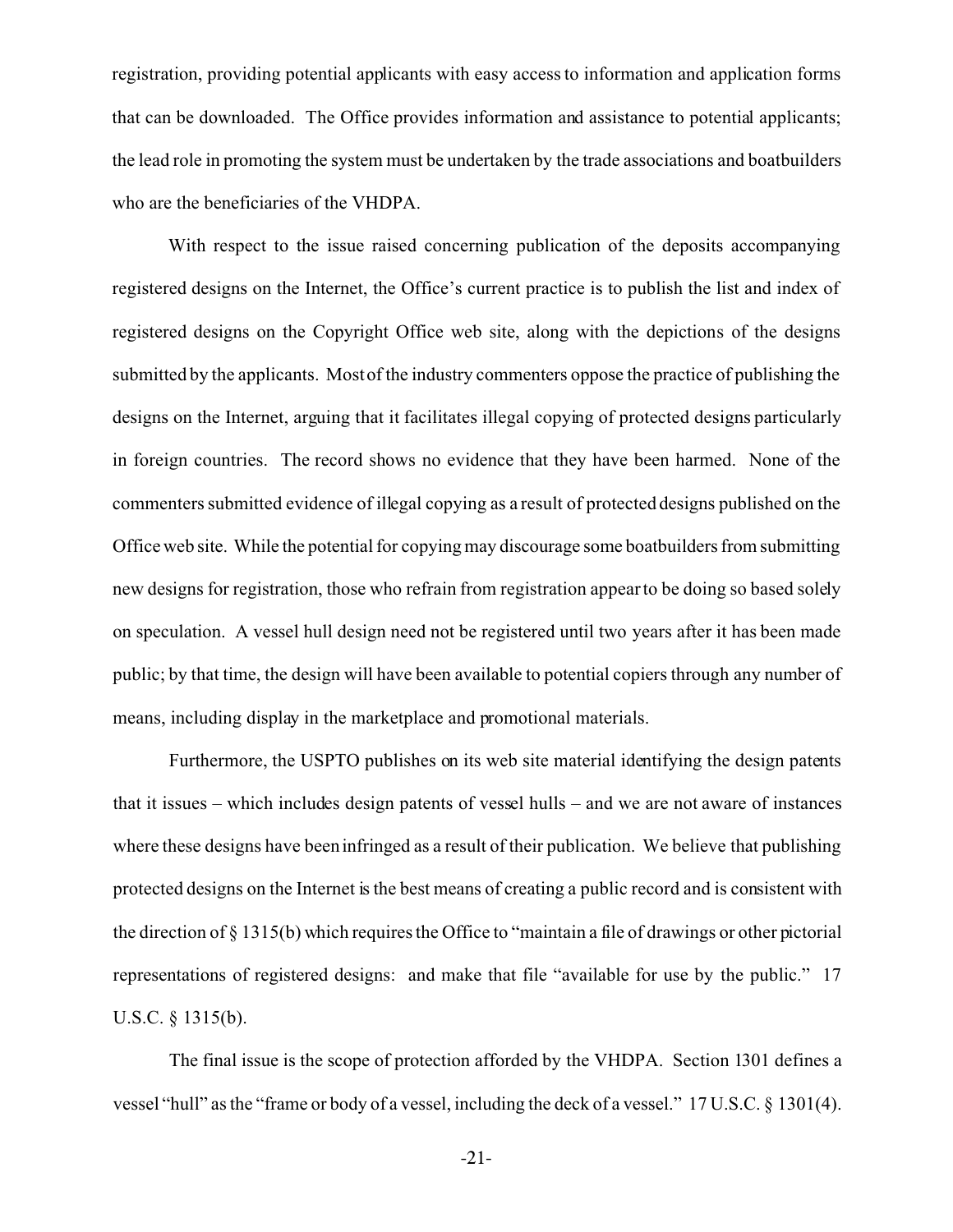registration, providing potential applicants with easy access to information and application forms that can be downloaded. The Office provides information and assistance to potential applicants; the lead role in promoting the system must be undertaken by the trade associations and boatbuilders who are the beneficiaries of the VHDPA.

With respect to the issue raised concerning publication of the deposits accompanying registered designs on the Internet, the Office's current practice is to publish the list and index of registered designs on the Copyright Office web site, along with the depictions of the designs submitted by the applicants. Most of the industry commenters oppose the practice of publishing the designs on the Internet, arguing that it facilitates illegal copying of protected designs particularly in foreign countries. The record shows no evidence that they have been harmed. None of the commenters submitted evidence of illegal copying as a result of protected designs published on the Office web site. While the potential for copying may discourage some boatbuilders from submitting new designs for registration, those who refrain from registration appear to be doing so based solely on speculation. A vessel hull design need not be registered until two years after it has been made public; by that time, the design will have been available to potential copiers through any number of means, including display in the marketplace and promotional materials.

Furthermore, the USPTO publishes on its web site material identifying the design patents that it issues – which includes design patents of vessel hulls – and we are not aware of instances where these designs have been infringed as a result of their publication. We believe that publishing protected designs on the Internet is the best means of creating a public record and is consistent with the direction of § 1315(b) which requires the Office to "maintain a file of drawings or other pictorial representations of registered designs: and make that file "available for use by the public." 17 U.S.C. § 1315(b).

The final issue is the scope of protection afforded by the VHDPA. Section 1301 defines a vessel "hull" as the "frame or body of a vessel, including the deck of a vessel." 17 U.S.C. § 1301(4).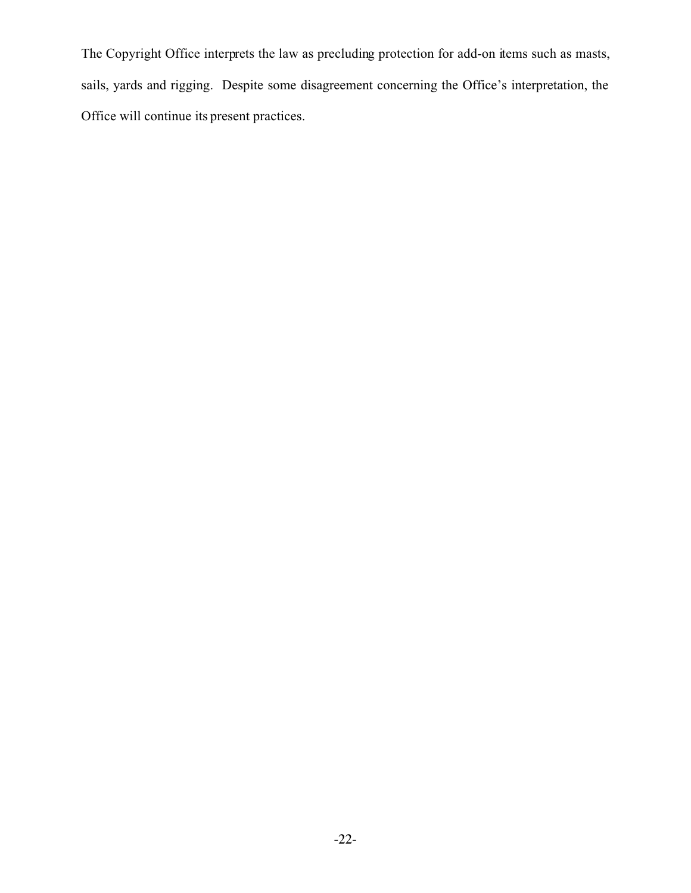The Copyright Office interprets the law as precluding protection for add-on items such as masts, sails, yards and rigging. Despite some disagreement concerning the Office's interpretation, the Office will continue its present practices.